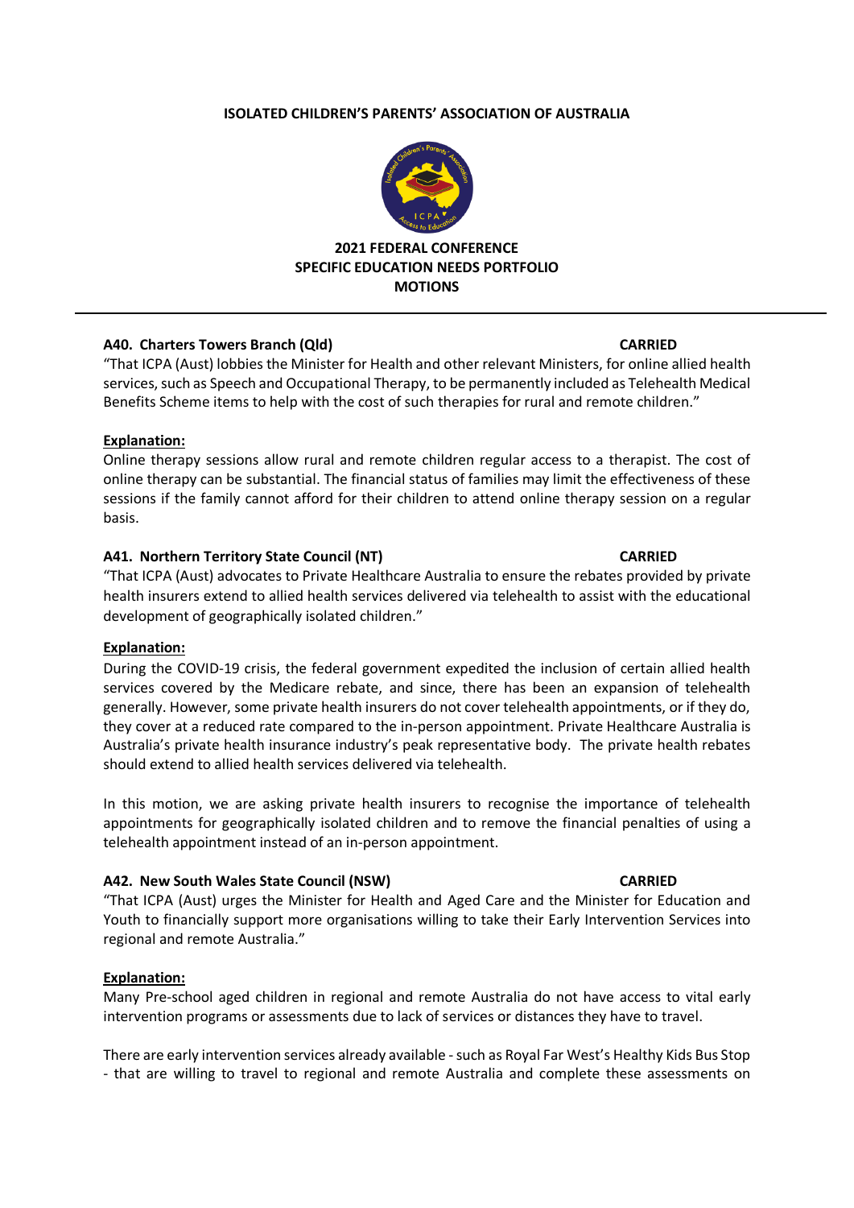# ISOLATED CHILDREN'S PARENTS' ASSOCIATION OF AUSTRALIA

## 2021 FEDERAL CONFERENCE
## SPECIFIC EDUCATION NEEDS PORTFOLIO
## MOTIONS

---

### A40. Charters Towers Branch (Qld) — CARRIED

"That ICPA (Aust) lobbies the Minister for Health and other relevant Ministers, for online allied health services, such as Speech and Occupational Therapy, to be permanently included as Telehealth Medical Benefits Scheme items to help with the cost of such therapies for rural and remote children."

**Explanation:**

Online therapy sessions allow rural and remote children regular access to a therapist. The cost of online therapy can be substantial. The financial status of families may limit the effectiveness of these sessions if the family cannot afford for their children to attend online therapy session on a regular basis.

### A41. Northern Territory State Council (NT) — CARRIED

"That ICPA (Aust) advocates to Private Healthcare Australia to ensure the rebates provided by private health insurers extend to allied health services delivered via telehealth to assist with the educational development of geographically isolated children."

**Explanation:**

During the COVID-19 crisis, the federal government expedited the inclusion of certain allied health services covered by the Medicare rebate, and since, there has been an expansion of telehealth generally. However, some private health insurers do not cover telehealth appointments, or if they do, they cover at a reduced rate compared to the in-person appointment. Private Healthcare Australia is Australia's private health insurance industry's peak representative body. The private health rebates should extend to allied health services delivered via telehealth.

In this motion, we are asking private health insurers to recognise the importance of telehealth appointments for geographically isolated children and to remove the financial penalties of using a telehealth appointment instead of an in-person appointment.

### A42. New South Wales State Council (NSW) — CARRIED

"That ICPA (Aust) urges the Minister for Health and Aged Care and the Minister for Education and Youth to financially support more organisations willing to take their Early Intervention Services into regional and remote Australia."

**Explanation:**

Many Pre-school aged children in regional and remote Australia do not have access to vital early intervention programs or assessments due to lack of services or distances they have to travel.

There are early intervention services already available - such as Royal Far West's Healthy Kids Bus Stop - that are willing to travel to regional and remote Australia and complete these assessments on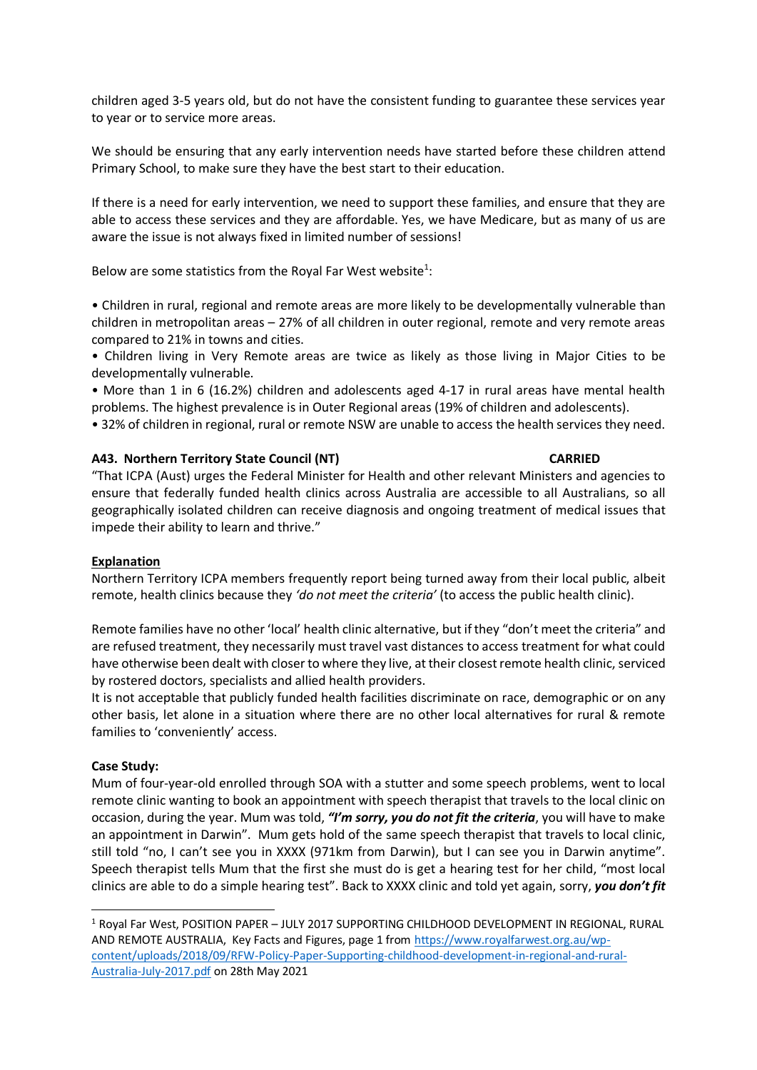children aged 3-5 years old, but do not have the consistent funding to guarantee these services year to year or to service more areas.

We should be ensuring that any early intervention needs have started before these children attend Primary School, to make sure they have the best start to their education.

If there is a need for early intervention, we need to support these families, and ensure that they are able to access these services and they are affordable. Yes, we have Medicare, but as many of us are aware the issue is not always fixed in limited number of sessions!

Below are some statistics from the Royal Far West website[1]:

• Children in rural, regional and remote areas are more likely to be developmentally vulnerable than children in metropolitan areas – 27% of all children in outer regional, remote and very remote areas compared to 21% in towns and cities.
• Children living in Very Remote areas are twice as likely as those living in Major Cities to be developmentally vulnerable.
• More than 1 in 6 (16.2%) children and adolescents aged 4-17 in rural areas have mental health problems. The highest prevalence is in Outer Regional areas (19% of children and adolescents).
• 32% of children in regional, rural or remote NSW are unable to access the health services they need.

**A43. Northern Territory State Council (NT) CARRIED**

"That ICPA (Aust) urges the Federal Minister for Health and other relevant Ministers and agencies to ensure that federally funded health clinics across Australia are accessible to all Australians, so all geographically isolated children can receive diagnosis and ongoing treatment of medical issues that impede their ability to learn and thrive."

**Explanation**

Northern Territory ICPA members frequently report being turned away from their local public, albeit remote, health clinics because they *'do not meet the criteria'* (to access the public health clinic).

Remote families have no other 'local' health clinic alternative, but if they "don't meet the criteria" and are refused treatment, they necessarily must travel vast distances to access treatment for what could have otherwise been dealt with closer to where they live, at their closest remote health clinic, serviced by rostered doctors, specialists and allied health providers.
It is not acceptable that publicly funded health facilities discriminate on race, demographic or on any other basis, let alone in a situation where there are no other local alternatives for rural & remote families to 'conveniently' access.

**Case Study:**

Mum of four-year-old enrolled through SOA with a stutter and some speech problems, went to local remote clinic wanting to book an appointment with speech therapist that travels to the local clinic on occasion, during the year. Mum was told, ***"I'm sorry, you do not fit the criteria***, you will have to make an appointment in Darwin". Mum gets hold of the same speech therapist that travels to local clinic, still told "no, I can't see you in XXXX (971km from Darwin), but I can see you in Darwin anytime". Speech therapist tells Mum that the first she must do is get a hearing test for her child, "most local clinics are able to do a simple hearing test". Back to XXXX clinic and told yet again, sorry, ***you don't fit***

[1] Royal Far West, POSITION PAPER – JULY 2017 SUPPORTING CHILDHOOD DEVELOPMENT IN REGIONAL, RURAL AND REMOTE AUSTRALIA, Key Facts and Figures, page 1 from https://www.royalfarwest.org.au/wp-content/uploads/2018/09/RFW-Policy-Paper-Supporting-childhood-development-in-regional-and-rural-Australia-July-2017.pdf on 28th May 2021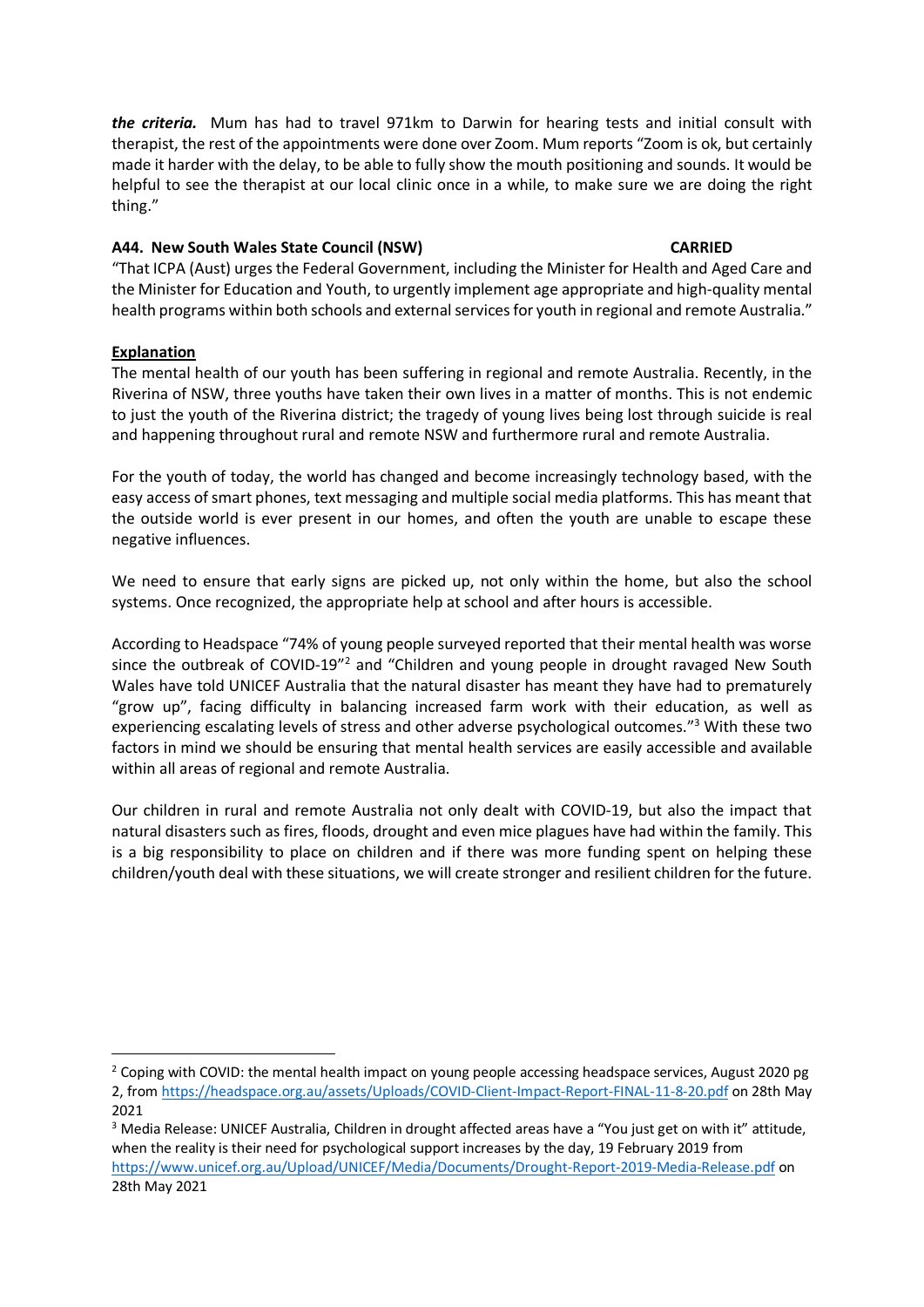***the criteria.*** Mum has had to travel 971km to Darwin for hearing tests and initial consult with therapist, the rest of the appointments were done over Zoom. Mum reports "Zoom is ok, but certainly made it harder with the delay, to be able to fully show the mouth positioning and sounds. It would be helpful to see the therapist at our local clinic once in a while, to make sure we are doing the right thing."

**A44. New South Wales State Council (NSW) CARRIED**

"That ICPA (Aust) urges the Federal Government, including the Minister for Health and Aged Care and the Minister for Education and Youth, to urgently implement age appropriate and high-quality mental health programs within both schools and external services for youth in regional and remote Australia."

**Explanation**

The mental health of our youth has been suffering in regional and remote Australia. Recently, in the Riverina of NSW, three youths have taken their own lives in a matter of months. This is not endemic to just the youth of the Riverina district; the tragedy of young lives being lost through suicide is real and happening throughout rural and remote NSW and furthermore rural and remote Australia.

For the youth of today, the world has changed and become increasingly technology based, with the easy access of smart phones, text messaging and multiple social media platforms. This has meant that the outside world is ever present in our homes, and often the youth are unable to escape these negative influences.

We need to ensure that early signs are picked up, not only within the home, but also the school systems. Once recognized, the appropriate help at school and after hours is accessible.

According to Headspace "74% of young people surveyed reported that their mental health was worse since the outbreak of COVID-19"[2] and "Children and young people in drought ravaged New South Wales have told UNICEF Australia that the natural disaster has meant they have had to prematurely "grow up", facing difficulty in balancing increased farm work with their education, as well as experiencing escalating levels of stress and other adverse psychological outcomes."[3] With these two factors in mind we should be ensuring that mental health services are easily accessible and available within all areas of regional and remote Australia.

Our children in rural and remote Australia not only dealt with COVID-19, but also the impact that natural disasters such as fires, floods, drought and even mice plagues have had within the family. This is a big responsibility to place on children and if there was more funding spent on helping these children/youth deal with these situations, we will create stronger and resilient children for the future.

---

[2] Coping with COVID: the mental health impact on young people accessing headspace services, August 2020 pg 2, from https://headspace.org.au/assets/Uploads/COVID-Client-Impact-Report-FINAL-11-8-20.pdf on 28th May 2021

[3] Media Release: UNICEF Australia, Children in drought affected areas have a "You just get on with it" attitude, when the reality is their need for psychological support increases by the day, 19 February 2019 from https://www.unicef.org.au/Upload/UNICEF/Media/Documents/Drought-Report-2019-Media-Release.pdf on 28th May 2021